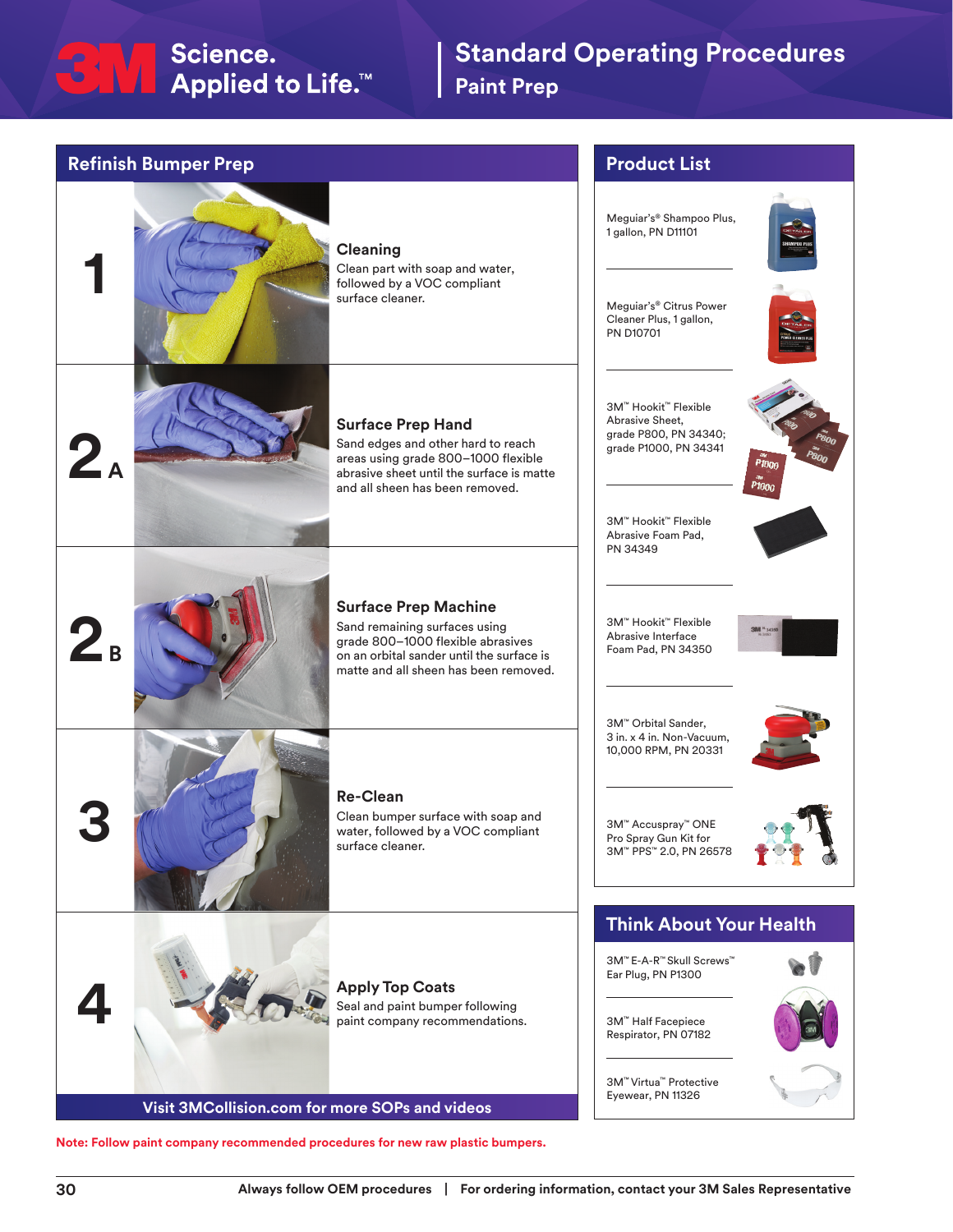# Standard Operating Procedures
## Paint Prep

## Refinish Bumper Prep

**1**

### Cleaning
Clean part with soap and water, followed by a VOC compliant surface cleaner.

**2A**

### Surface Prep Hand
Sand edges and other hard to reach areas using grade 800–1000 flexible abrasive sheet until the surface is matte and all sheen has been removed.

**2B**

### Surface Prep Machine
Sand remaining surfaces using grade 800–1000 flexible abrasives on an orbital sander until the surface is matte and all sheen has been removed.

**3**

### Re-Clean
Clean bumper surface with soap and water, followed by a VOC compliant surface cleaner.

**4**

### Apply Top Coats
Seal and paint bumper following paint company recommendations.

**Visit 3MCollision.com for more SOPs and videos**

**Note: Follow paint company recommended procedures for new raw plastic bumpers.**

## Product List

- Meguiar's® Shampoo Plus, 1 gallon, PN D11101
- Meguiar's® Citrus Power Cleaner Plus, 1 gallon, PN D10701
- 3M™ Hookit™ Flexible Abrasive Sheet, grade P800, PN 34340; grade P1000, PN 34341
- 3M™ Hookit™ Flexible Abrasive Foam Pad, PN 34349
- 3M™ Hookit™ Flexible Abrasive Interface Foam Pad, PN 34350
- 3M™ Orbital Sander, 3 in. x 4 in. Non-Vacuum, 10,000 RPM, PN 20331
- 3M™ Accuspray™ ONE Pro Spray Gun Kit for 3M™ PPS™ 2.0, PN 26578

## Think About Your Health

- 3M™ E-A-R™ Skull Screws™ Ear Plug, PN P1300
- 3M™ Half Facepiece Respirator, PN 07182
- 3M™ Virtua™ Protective Eyewear, PN 11326

Always follow OEM procedures | For ordering information, contact your 3M Sales Representative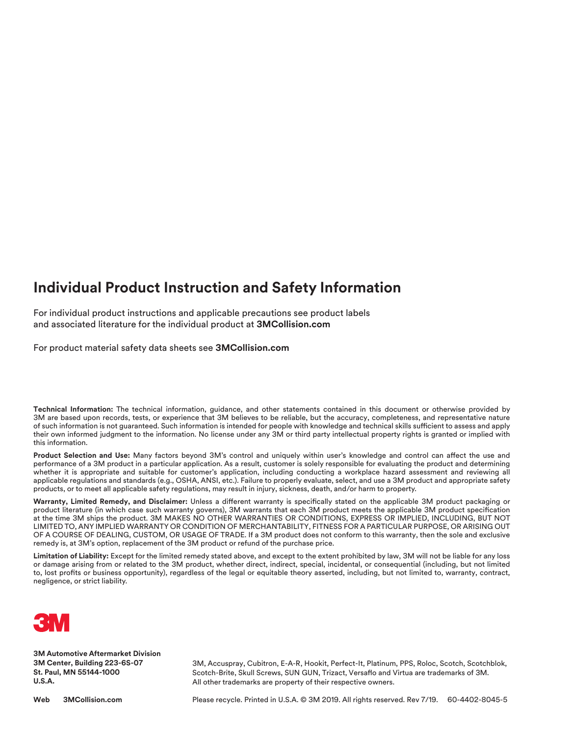# Individual Product Instruction and Safety Information

For individual product instructions and applicable precautions see product labels and associated literature for the individual product at **3MCollision.com**

For product material safety data sheets see **3MCollision.com**

**Technical Information:** The technical information, guidance, and other statements contained in this document or otherwise provided by 3M are based upon records, tests, or experience that 3M believes to be reliable, but the accuracy, completeness, and representative nature of such information is not guaranteed. Such information is intended for people with knowledge and technical skills sufficient to assess and apply their own informed judgment to the information. No license under any 3M or third party intellectual property rights is granted or implied with this information.

**Product Selection and Use:** Many factors beyond 3M's control and uniquely within user's knowledge and control can affect the use and performance of a 3M product in a particular application. As a result, customer is solely responsible for evaluating the product and determining whether it is appropriate and suitable for customer's application, including conducting a workplace hazard assessment and reviewing all applicable regulations and standards (e.g., OSHA, ANSI, etc.). Failure to properly evaluate, select, and use a 3M product and appropriate safety products, or to meet all applicable safety regulations, may result in injury, sickness, death, and/or harm to property.

**Warranty, Limited Remedy, and Disclaimer:** Unless a different warranty is specifically stated on the applicable 3M product packaging or product literature (in which case such warranty governs), 3M warrants that each 3M product meets the applicable 3M product specification at the time 3M ships the product. 3M MAKES NO OTHER WARRANTIES OR CONDITIONS, EXPRESS OR IMPLIED, INCLUDING, BUT NOT LIMITED TO, ANY IMPLIED WARRANTY OR CONDITION OF MERCHANTABILITY, FITNESS FOR A PARTICULAR PURPOSE, OR ARISING OUT OF A COURSE OF DEALING, CUSTOM, OR USAGE OF TRADE. If a 3M product does not conform to this warranty, then the sole and exclusive remedy is, at 3M's option, replacement of the 3M product or refund of the purchase price.

**Limitation of Liability:** Except for the limited remedy stated above, and except to the extent prohibited by law, 3M will not be liable for any loss or damage arising from or related to the 3M product, whether direct, indirect, special, incidental, or consequential (including, but not limited to, lost profits or business opportunity), regardless of the legal or equitable theory asserted, including, but not limited to, warranty, contract, negligence, or strict liability.

3M

**3M Automotive Aftermarket Division**
**3M Center, Building 223-6S-07**
**St. Paul, MN 55144-1000**
**U.S.A.**

**Web 3MCollision.com**

3M, Accuspray, Cubitron, E-A-R, Hookit, Perfect-It, Platinum, PPS, Roloc, Scotch, Scotchblok, Scotch-Brite, Skull Screws, SUN GUN, Trizact, Versaflo and Virtua are trademarks of 3M.
All other trademarks are property of their respective owners.

Please recycle. Printed in U.S.A. © 3M 2019. All rights reserved. Rev 7/19. 60-4402-8045-5